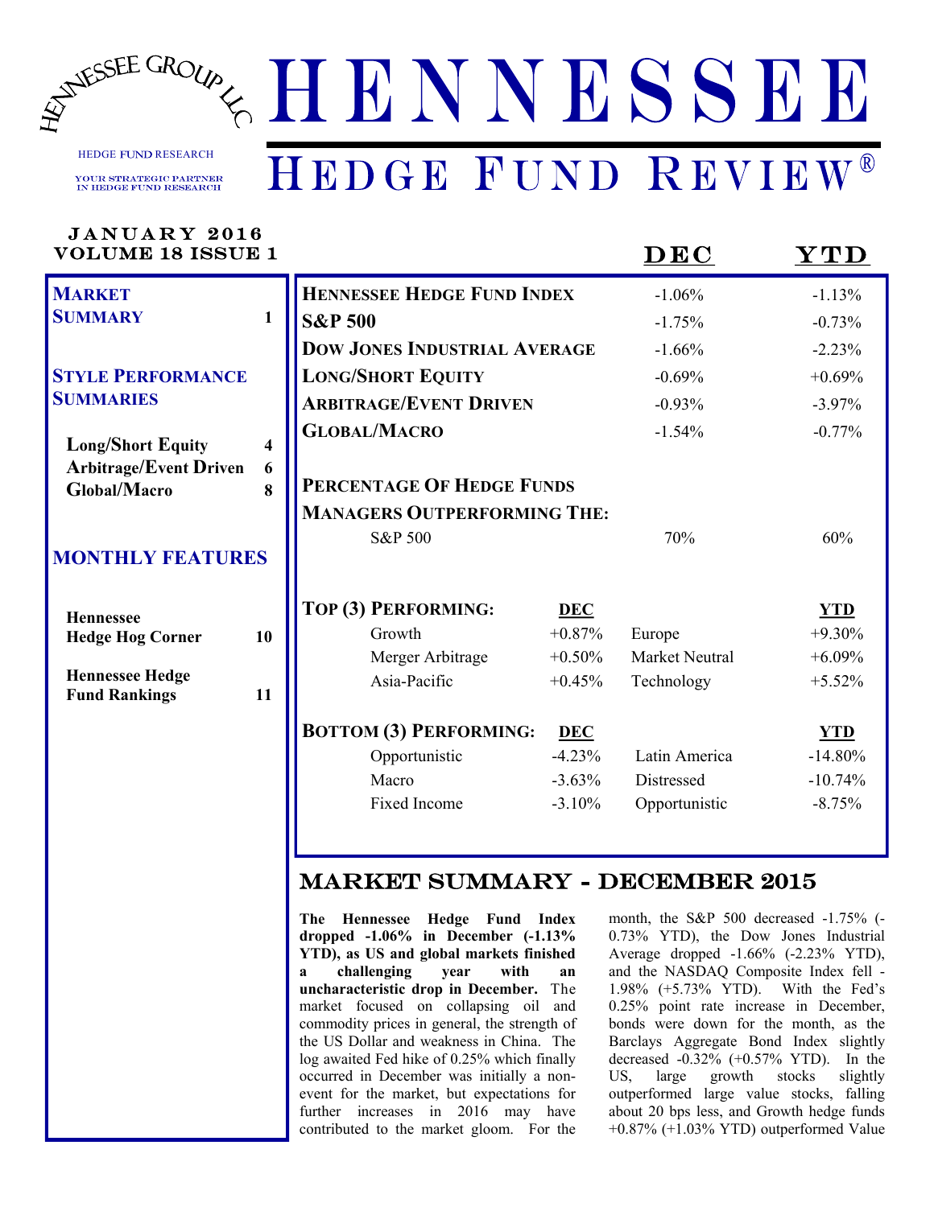# HENNESSEE

## HEDGE FUND REVIEW®

HENNESSEE GROUP LLC

HEDGE FUND RESEARCH

YOUR STRATEGIC PARTNER IN HEDGE FUND RESEARCH

**JANUARY 2016**
**VOLUME 18 ISSUE 1**

| | |
|---|---|
| **MARKET SUMMARY** | **1** |
| **STYLE PERFORMANCE SUMMARIES** | |
| **Long/Short Equity** | **4** |
| **Arbitrage/Event Driven** | **6** |
| **Global/Macro** | **8** |
| **MONTHLY FEATURES** | |
| **Hennessee Hedge Hog Corner** | **10** |
| **Hennessee Hedge Fund Rankings** | **11** |

| | DEC | YTD |
|---|---|---|
| **HENNESSEE HEDGE FUND INDEX** | -1.06% | -1.13% |
| **S&P 500** | -1.75% | -0.73% |
| **DOW JONES INDUSTRIAL AVERAGE** | -1.66% | -2.23% |
| **LONG/SHORT EQUITY** | -0.69% | +0.69% |
| **ARBITRAGE/EVENT DRIVEN** | -0.93% | -3.97% |
| **GLOBAL/MACRO** | -1.54% | -0.77% |

**PERCENTAGE OF HEDGE FUNDS MANAGERS OUTPERFORMING THE:**

| | DEC | YTD |
|---|---|---|
| S&P 500 | 70% | 60% |

| **TOP (3) PERFORMING:** | **DEC** | | **YTD** |
|---|---|---|---|
| Growth | +0.87% | Europe | +9.30% |
| Merger Arbitrage | +0.50% | Market Neutral | +6.09% |
| Asia-Pacific | +0.45% | Technology | +5.52% |

| **BOTTOM (3) PERFORMING:** | **DEC** | | **YTD** |
|---|---|---|---|
| Opportunistic | -4.23% | Latin America | -14.80% |
| Macro | -3.63% | Distressed | -10.74% |
| Fixed Income | -3.10% | Opportunistic | -8.75% |

## MARKET SUMMARY - DECEMBER 2015

**The Hennessee Hedge Fund Index dropped -1.06% in December (-1.13% YTD), as US and global markets finished a challenging year with an uncharacteristic drop in December.** The market focused on collapsing oil and commodity prices in general, the strength of the US Dollar and weakness in China. The log awaited Fed hike of 0.25% which finally occurred in December was initially a non-event for the market, but expectations for further increases in 2016 may have contributed to the market gloom. For the month, the S&P 500 decreased -1.75% (-0.73% YTD), the Dow Jones Industrial Average dropped -1.66% (-2.23% YTD), and the NASDAQ Composite Index fell -1.98% (+5.73% YTD). With the Fed's 0.25% point rate increase in December, bonds were down for the month, as the Barclays Aggregate Bond Index slightly decreased -0.32% (+0.57% YTD). In the US, large growth stocks slightly outperformed large value stocks, falling about 20 bps less, and Growth hedge funds +0.87% (+1.03% YTD) outperformed Value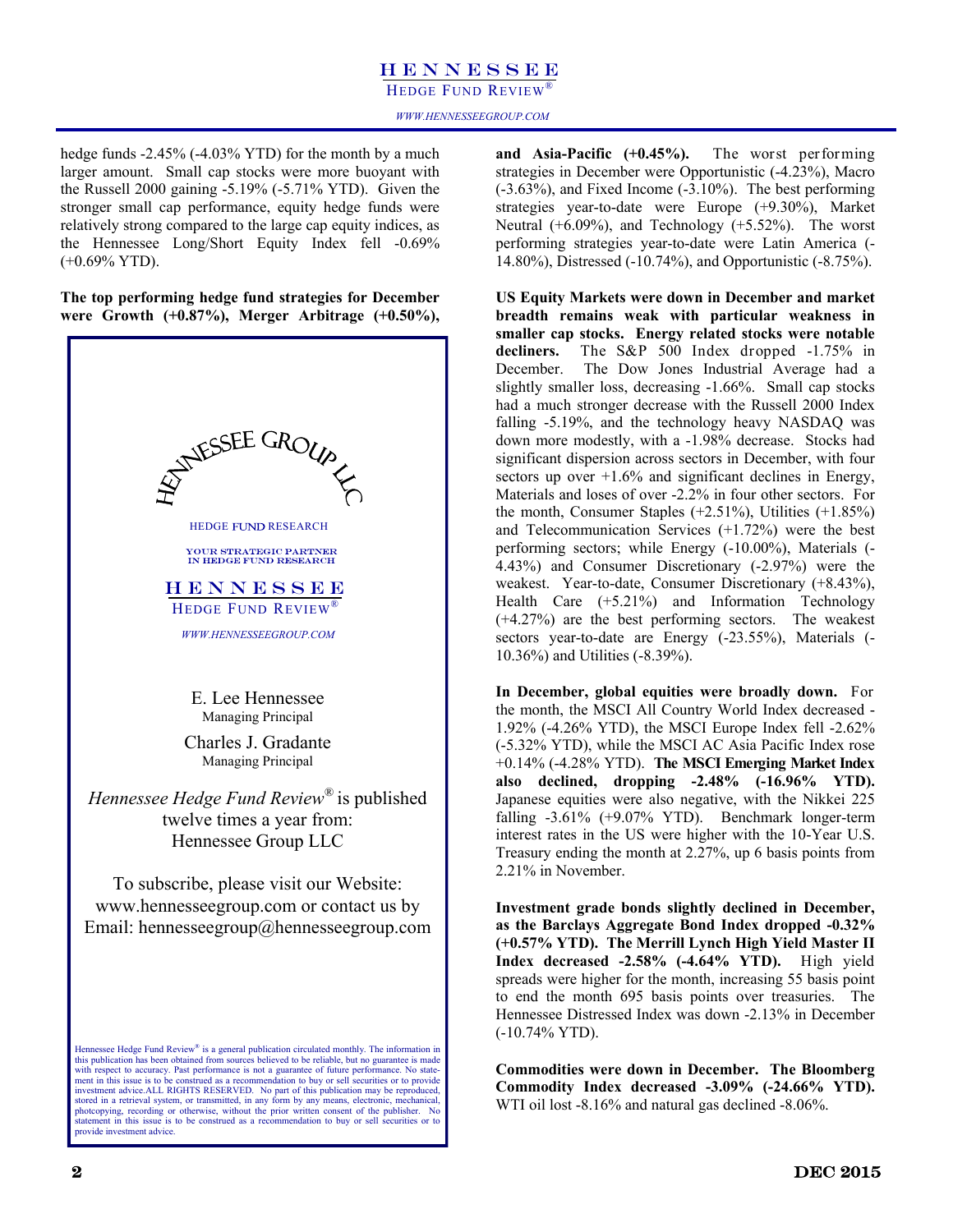hedge funds -2.45% (-4.03% YTD) for the month by a much larger amount. Small cap stocks were more buoyant with the Russell 2000 gaining -5.19% (-5.71% YTD). Given the stronger small cap performance, equity hedge funds were relatively strong compared to the large cap equity indices, as the Hennessee Long/Short Equity Index fell -0.69% (+0.69% YTD).

**The top performing hedge fund strategies for December were Growth (+0.87%), Merger Arbitrage (+0.50%), and Asia-Pacific (+0.45%).** The worst performing strategies in December were Opportunistic (-4.23%), Macro (-3.63%), and Fixed Income (-3.10%). The best performing strategies year-to-date were Europe (+9.30%), Market Neutral (+6.09%), and Technology (+5.52%). The worst performing strategies year-to-date were Latin America (-14.80%), Distressed (-10.74%), and Opportunistic (-8.75%).

**US Equity Markets were down in December and market breadth remains weak with particular weakness in smaller cap stocks. Energy related stocks were notable decliners.** The S&P 500 Index dropped -1.75% in December. The Dow Jones Industrial Average had a slightly smaller loss, decreasing -1.66%. Small cap stocks had a much stronger decrease with the Russell 2000 Index falling -5.19%, and the technology heavy NASDAQ was down more modestly, with a -1.98% decrease. Stocks had significant dispersion across sectors in December, with four sectors up over +1.6% and significant declines in Energy, Materials and loses of over -2.2% in four other sectors. For the month, Consumer Staples (+2.51%), Utilities (+1.85%) and Telecommunication Services (+1.72%) were the best performing sectors; while Energy (-10.00%), Materials (-4.43%) and Consumer Discretionary (-2.97%) were the weakest. Year-to-date, Consumer Discretionary (+8.43%), Health Care (+5.21%) and Information Technology (+4.27%) are the best performing sectors. The weakest sectors year-to-date are Energy (-23.55%), Materials (-10.36%) and Utilities (-8.39%).

**In December, global equities were broadly down.** For the month, the MSCI All Country World Index decreased -1.92% (-4.26% YTD), the MSCI Europe Index fell -2.62% (-5.32% YTD), while the MSCI AC Asia Pacific Index rose +0.14% (-4.28% YTD). **The MSCI Emerging Market Index also declined, dropping -2.48% (-16.96% YTD).** Japanese equities were also negative, with the Nikkei 225 falling -3.61% (+9.07% YTD). Benchmark longer-term interest rates in the US were higher with the 10-Year U.S. Treasury ending the month at 2.27%, up 6 basis points from 2.21% in November.

**Investment grade bonds slightly declined in December, as the Barclays Aggregate Bond Index dropped -0.32% (+0.57% YTD). The Merrill Lynch High Yield Master II Index decreased -2.58% (-4.64% YTD).** High yield spreads were higher for the month, increasing 55 basis point to end the month 695 basis points over treasuries. The Hennessee Distressed Index was down -2.13% in December (-10.74% YTD).

**Commodities were down in December. The Bloomberg Commodity Index decreased -3.09% (-24.66% YTD).** WTI oil lost -8.16% and natural gas declined -8.06%.

---

HENNESSEE GROUP LLC

HEDGE FUND RESEARCH

YOUR STRATEGIC PARTNER IN HEDGE FUND RESEARCH

HENNESSEE HEDGE FUND REVIEW®

WWW.HENNESSEEGROUP.COM

E. Lee Hennessee
Managing Principal

Charles J. Gradante
Managing Principal

*Hennessee Hedge Fund Review®* is published twelve times a year from:
Hennessee Group LLC

To subscribe, please visit our Website: www.hennesseegroup.com or contact us by Email: hennesseegroup@hennesseegroup.com

Hennessee Hedge Fund Review® is a general publication circulated monthly. The information in this publication has been obtained from sources believed to be reliable, but no guarantee is made with respect to accuracy. Past performance is not a guarantee of future performance. No statement in this issue is to be construed as a recommendation to buy or sell securities or to provide investment advice.ALL RIGHTS RESERVED. No part of this publication may be reproduced, stored in a retrieval system, or transmitted, in any form by any means, electronic, mechanical, photocopying, recording or otherwise, without the prior written consent of the publisher. No statement in this issue is to be construed as a recommendation to buy or sell securities or to provide investment advice.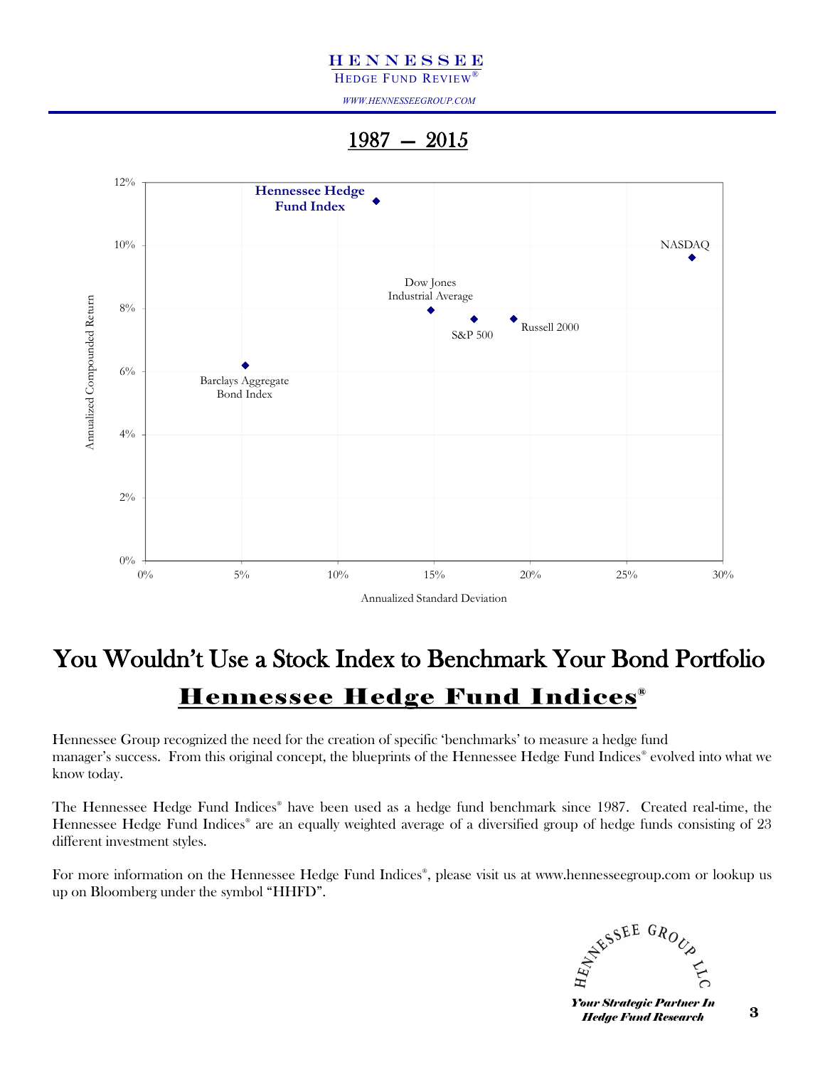## 1987 — 2015

Annualized Compounded Return vs. Annualized Standard Deviation

- Hennessee Hedge Fund Index
- NASDAQ
- Dow Jones Industrial Average
- S&P 500
- Russell 2000
- Barclays Aggregate Bond Index

# You Wouldn't Use a Stock Index to Benchmark Your Bond Portfolio

## Hennessee Hedge Fund Indices®

Hennessee Group recognized the need for the creation of specific 'benchmarks' to measure a hedge fund manager's success. From this original concept, the blueprints of the Hennessee Hedge Fund Indices® evolved into what we know today.

The Hennessee Hedge Fund Indices® have been used as a hedge fund benchmark since 1987. Created real-time, the Hennessee Hedge Fund Indices® are an equally weighted average of a diversified group of hedge funds consisting of 23 different investment styles.

For more information on the Hennessee Hedge Fund Indices®, please visit us at www.hennesseegroup.com or lookup us up on Bloomberg under the symbol "HHFD".

HENNESSEE GROUP LLC

*Your Strategic Partner In Hedge Fund Research*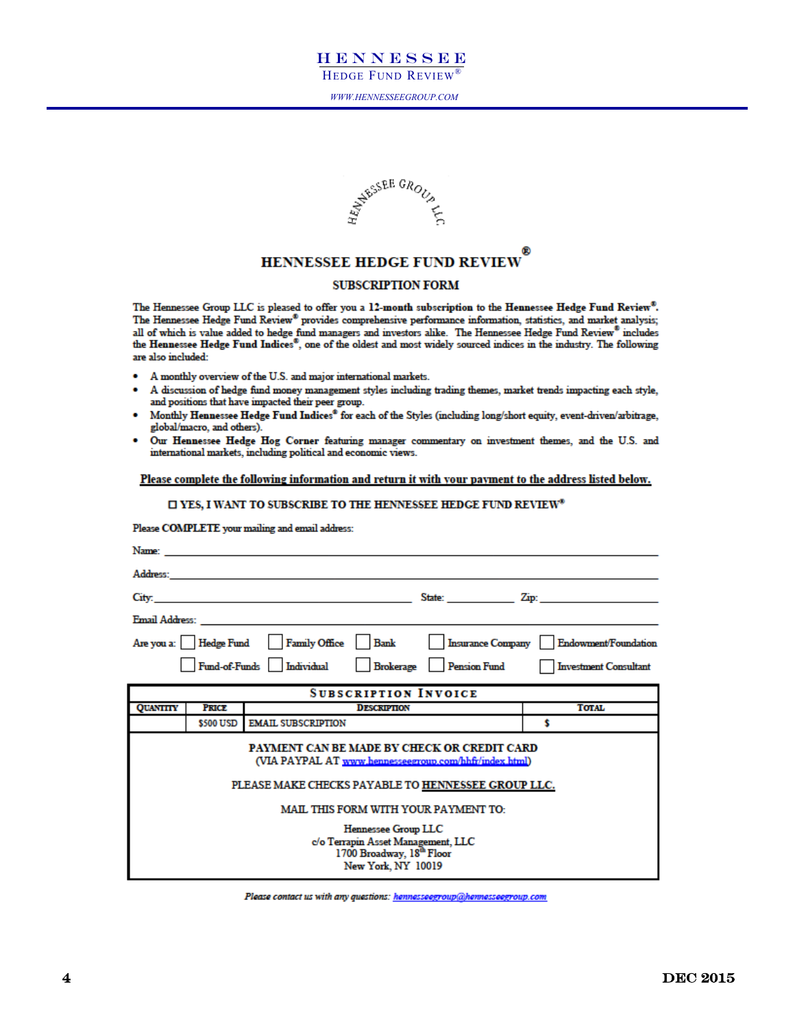# HENNESSEE HEDGE FUND REVIEW®

## SUBSCRIPTION FORM

The Hennessee Group LLC is pleased to offer you a **12-month** subscription to the **Hennessee Hedge Fund Review®**. The Hennessee Hedge Fund Review® provides comprehensive performance information, statistics, and market analysis; all of which is value added to hedge fund managers and investors alike. The Hennessee Hedge Fund Review® includes the **Hennessee Hedge Fund Indices®**, one of the oldest and most widely sourced indices in the industry. The following are also included:

- A monthly overview of the U.S. and major international markets.
- A discussion of hedge fund money management styles including trading themes, market trends impacting each style, and positions that have impacted their peer group.
- Monthly **Hennessee Hedge Fund Indices®** for each of the Styles (including long/short equity, event-driven/arbitrage, global/macro, and others).
- Our **Hennessee Hedge Hog Corner** featuring manager commentary on investment themes, and the U.S. and international markets, including political and economic views.

**Please complete the following information and return it with your payment to the address listed below.**

☐ **YES, I WANT TO SUBSCRIBE TO THE HENNESSEE HEDGE FUND REVIEW®**

Please **COMPLETE** your mailing and email address:

Name: ______________________________

Address: ______________________________

City: ______________________ State: __________ Zip: __________

Email Address: ______________________________

Are you a: ☐ Hedge Fund ☐ Family Office ☐ Bank ☐ Insurance Company ☐ Endowment/Foundation ☐ Fund-of-Funds ☐ Individual ☐ Brokerage ☐ Pension Fund ☐ Investment Consultant

**SUBSCRIPTION INVOICE**

| QUANTITY | PRICE | DESCRIPTION | TOTAL |
|---|---|---|---|
| | $500 USD | EMAIL SUBSCRIPTION | $ |

PAYMENT CAN BE MADE BY CHECK OR CREDIT CARD
(VIA PAYPAL AT www.hennesseegroup.com/hhfr/index.html)

PLEASE MAKE CHECKS PAYABLE TO **HENNESSEE GROUP LLC.**

MAIL THIS FORM WITH YOUR PAYMENT TO:

Hennessee Group LLC
c/o Terrapin Asset Management, LLC
1700 Broadway, 18th Floor
New York, NY 10019

*Please contact us with any questions: hennesseegroup@hennesseegroup.com*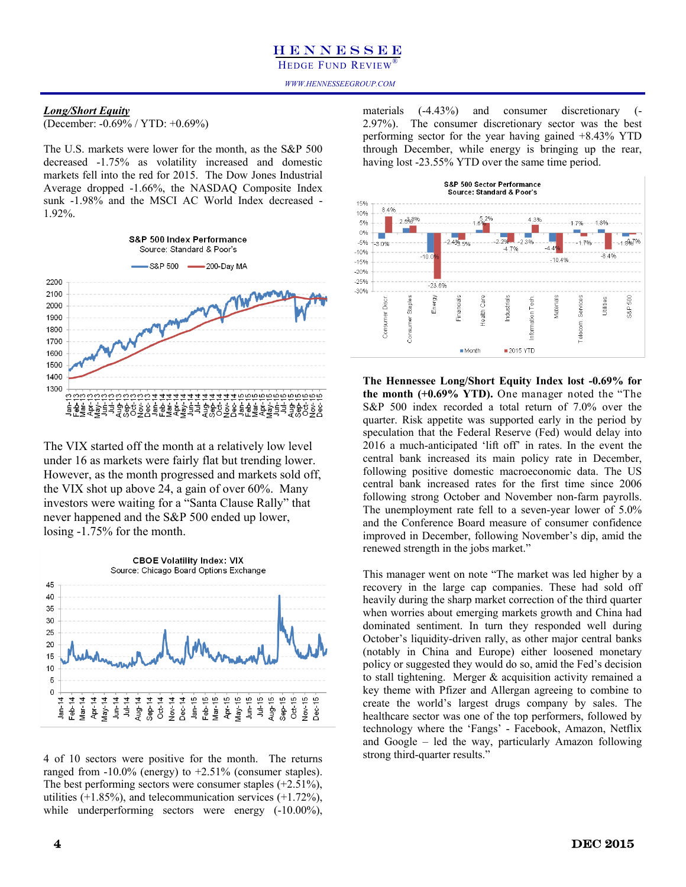***Long/Short Equity***
(December: -0.69% / YTD: +0.69%)

The U.S. markets were lower for the month, as the S&P 500 decreased -1.75% as volatility increased and domestic markets fell into the red for 2015. The Dow Jones Industrial Average dropped -1.66%, the NASDAQ Composite Index sunk -1.98% and the MSCI AC World Index decreased -1.92%.

The VIX started off the month at a relatively low level under 16 as markets were fairly flat but trending lower. However, as the month progressed and markets sold off, the VIX shot up above 24, a gain of over 60%. Many investors were waiting for a "Santa Clause Rally" that never happened and the S&P 500 ended up lower, losing -1.75% for the month.

4 of 10 sectors were positive for the month. The returns ranged from -10.0% (energy) to +2.51% (consumer staples). The best performing sectors were consumer staples (+2.51%), utilities (+1.85%), and telecommunication services (+1.72%), while underperforming sectors were energy (-10.00%), materials (-4.43%) and consumer discretionary (-2.97%). The consumer discretionary sector was the best performing sector for the year having gained +8.43% YTD through December, while energy is bringing up the rear, having lost -23.55% YTD over the same time period.

**The Hennessee Long/Short Equity Index lost -0.69% for the month (+0.69% YTD).** One manager noted the "The S&P 500 index recorded a total return of 7.0% over the quarter. Risk appetite was supported early in the period by speculation that the Federal Reserve (Fed) would delay into 2016 a much-anticipated 'lift off' in rates. In the event the central bank increased its main policy rate in December, following positive domestic macroeconomic data. The US central bank increased rates for the first time since 2006 following strong October and November non-farm payrolls. The unemployment rate fell to a seven-year lower of 5.0% and the Conference Board measure of consumer confidence improved in December, following November's dip, amid the renewed strength in the jobs market."

This manager went on note "The market was led higher by a recovery in the large cap companies. These had sold off heavily during the sharp market correction of the third quarter when worries about emerging markets growth and China had dominated sentiment. In turn they responded well during October's liquidity-driven rally, as other major central banks (notably in China and Europe) either loosened monetary policy or suggested they would do so, amid the Fed's decision to stall tightening. Merger & acquisition activity remained a key theme with Pfizer and Allergan agreeing to combine to create the world's largest drugs company by sales. The healthcare sector was one of the top performers, followed by technology where the 'Fangs' - Facebook, Amazon, Netflix and Google – led the way, particularly Amazon following strong third-quarter results."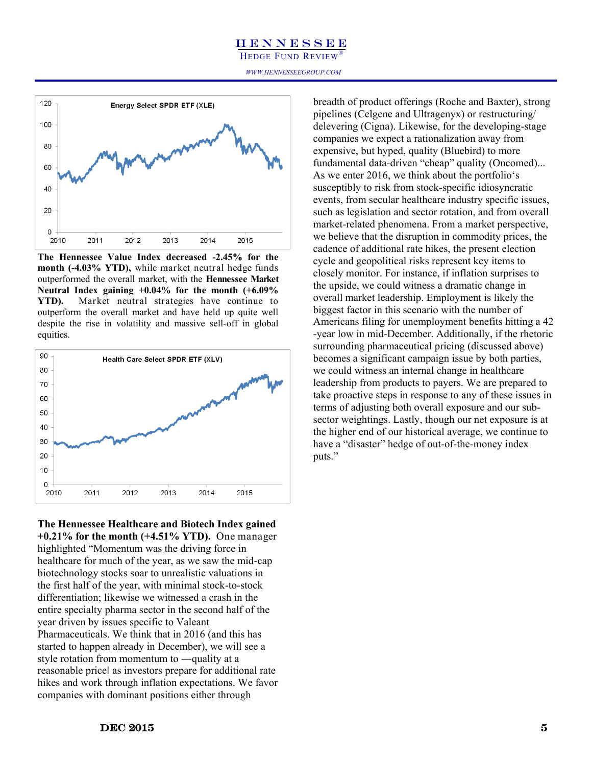Energy Select SPDR ETF (XLE)

**The Hennessee Value Index decreased -2.45% for the month (-4.03% YTD),** while market neutral hedge funds outperformed the overall market, with the **Hennessee Market Neutral Index gaining +0.04% for the month (+6.09% YTD).** Market neutral strategies have continue to outperform the overall market and have held up quite well despite the rise in volatility and massive sell-off in global equities.

Health Care Select SPDR ETF (XLV)

**The Hennessee Healthcare and Biotech Index gained +0.21% for the month (+4.51% YTD).** One manager highlighted "Momentum was the driving force in healthcare for much of the year, as we saw the mid-cap biotechnology stocks soar to unrealistic valuations in the first half of the year, with minimal stock-to-stock differentiation; likewise we witnessed a crash in the entire specialty pharma sector in the second half of the year driven by issues specific to Valeant Pharmaceuticals. We think that in 2016 (and this has started to happen already in December), we will see a style rotation from momentum to ―quality at a reasonable price‖ as investors prepare for additional rate hikes and work through inflation expectations. We favor companies with dominant positions either through breadth of product offerings (Roche and Baxter), strong pipelines (Celgene and Ultragenyx) or restructuring/ delevering (Cigna). Likewise, for the developing-stage companies we expect a rationalization away from expensive, but hyped, quality (Bluebird) to more fundamental data-driven "cheap" quality (Oncomed)... As we enter 2016, we think about the portfolio's susceptibly to risk from stock-specific idiosyncratic events, from secular healthcare industry specific issues, such as legislation and sector rotation, and from overall market-related phenomena. From a market perspective, we believe that the disruption in commodity prices, the cadence of additional rate hikes, the present election cycle and geopolitical risks represent key items to closely monitor. For instance, if inflation surprises to the upside, we could witness a dramatic change in overall market leadership. Employment is likely the biggest factor in this scenario with the number of Americans filing for unemployment benefits hitting a 42 -year low in mid-December. Additionally, if the rhetoric surrounding pharmaceutical pricing (discussed above) becomes a significant campaign issue by both parties, we could witness an internal change in healthcare leadership from products to payers. We are prepared to take proactive steps in response to any of these issues in terms of adjusting both overall exposure and our sub-sector weightings. Lastly, though our net exposure is at the higher end of our historical average, we continue to have a "disaster" hedge of out-of-the-money index puts."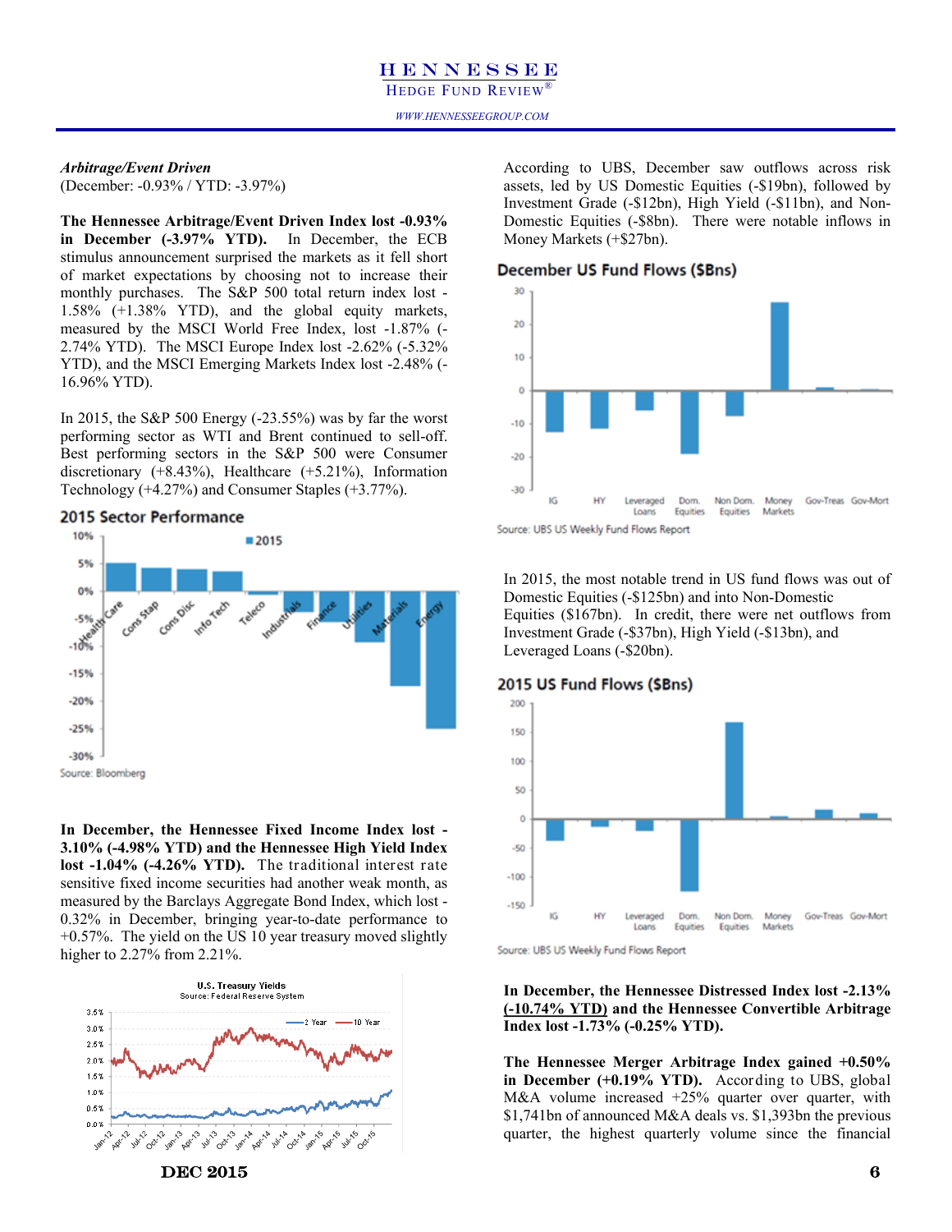*Arbitrage/Event Driven*
(December: -0.93% / YTD: -3.97%)

**The Hennessee Arbitrage/Event Driven Index lost -0.93% in December (-3.97% YTD).** In December, the ECB stimulus announcement surprised the markets as it fell short of market expectations by choosing not to increase their monthly purchases. The S&P 500 total return index lost -1.58% (+1.38% YTD), and the global equity markets, measured by the MSCI World Free Index, lost -1.87% (-2.74% YTD). The MSCI Europe Index lost -2.62% (-5.32% YTD), and the MSCI Emerging Markets Index lost -2.48% (-16.96% YTD).

In 2015, the S&P 500 Energy (-23.55%) was by far the worst performing sector as WTI and Brent continued to sell-off. Best performing sectors in the S&P 500 were Consumer discretionary (+8.43%), Healthcare (+5.21%), Information Technology (+4.27%) and Consumer Staples (+3.77%).

**2015 Sector Performance**

Source: Bloomberg

**In December, the Hennessee Fixed Income Index lost -3.10% (-4.98% YTD) and the Hennessee High Yield Index lost -1.04% (-4.26% YTD).** The traditional interest rate sensitive fixed income securities had another weak month, as measured by the Barclays Aggregate Bond Index, which lost -0.32% in December, bringing year-to-date performance to +0.57%. The yield on the US 10 year treasury moved slightly higher to 2.27% from 2.21%.

U.S. Treasury Yields
Source: Federal Reserve System

According to UBS, December saw outflows across risk assets, led by US Domestic Equities (-$19bn), followed by Investment Grade (-$12bn), High Yield (-$11bn), and Non-Domestic Equities (-$8bn). There were notable inflows in Money Markets (+$27bn).

**December US Fund Flows ($Bns)**

Source: UBS US Weekly Fund Flows Report

In 2015, the most notable trend in US fund flows was out of Domestic Equities (-$125bn) and into Non-Domestic Equities ($167bn). In credit, there were net outflows from Investment Grade (-$37bn), High Yield (-$13bn), and Leveraged Loans (-$20bn).

**2015 US Fund Flows ($Bns)**

Source: UBS US Weekly Fund Flows Report

**In December, the Hennessee Distressed Index lost -2.13% (-10.74% YTD) and the Hennessee Convertible Arbitrage Index lost -1.73% (-0.25% YTD).**

**The Hennessee Merger Arbitrage Index gained +0.50% in December (+0.19% YTD).** According to UBS, global M&A volume increased +25% quarter over quarter, with $1,741bn of announced M&A deals vs. $1,393bn the previous quarter, the highest quarterly volume since the financial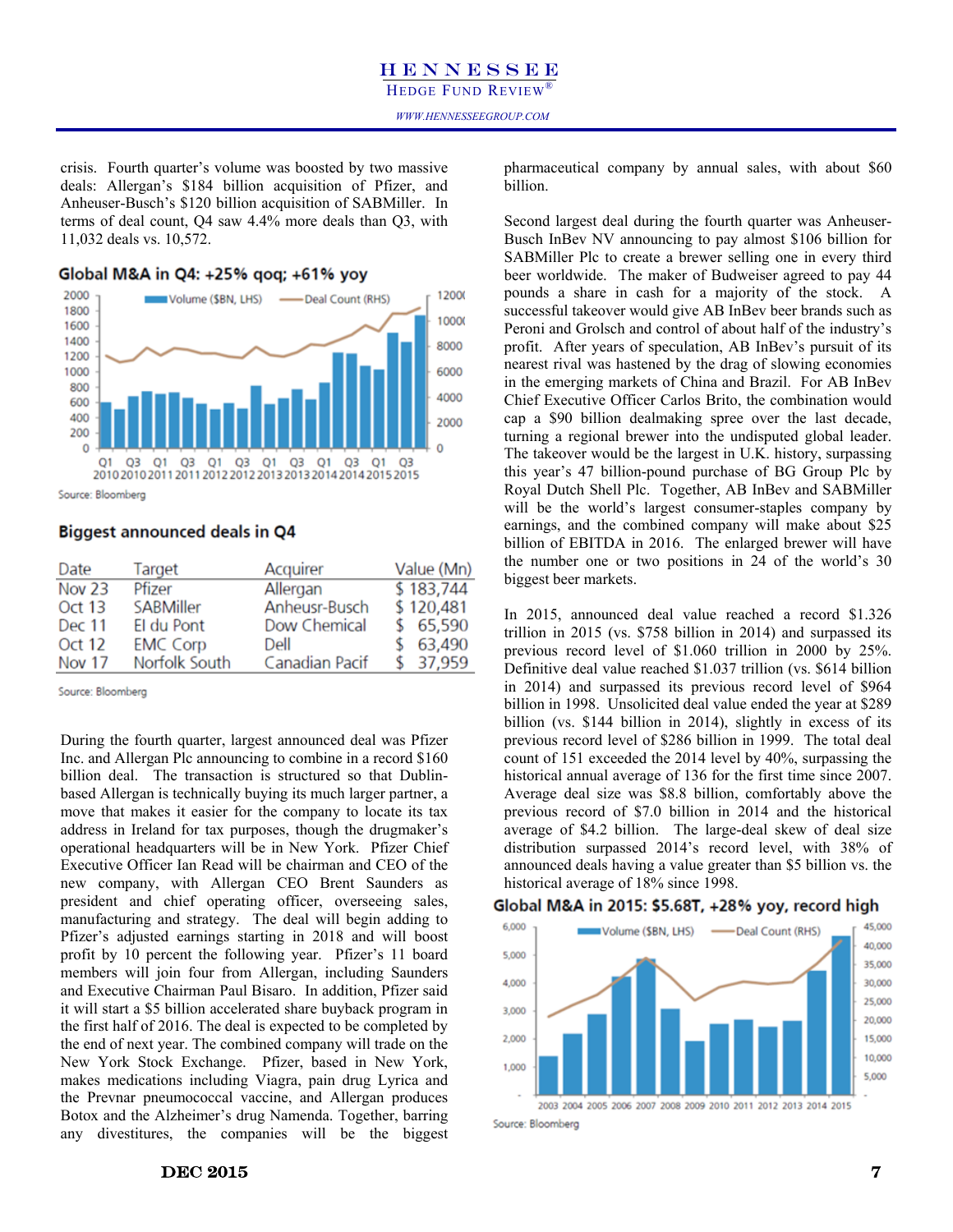crisis. Fourth quarter's volume was boosted by two massive deals: Allergan's $184 billion acquisition of Pfizer, and Anheuser-Busch's $120 billion acquisition of SABMiller. In terms of deal count, Q4 saw 4.4% more deals than Q3, with 11,032 deals vs. 10,572.

**Global M&A in Q4: +25% qoq; +61% yoy**

Source: Bloomberg

**Biggest announced deals in Q4**

| Date | Target | Acquirer | Value (Mn) |
|---|---|---|---|
| Nov 23 | Pfizer | Allergan | $ 183,744 |
| Oct 13 | SABMiller | Anheusr-Busch | $ 120,481 |
| Dec 11 | EI du Pont | Dow Chemical | $ 65,590 |
| Oct 12 | EMC Corp | Dell | $ 63,490 |
| Nov 17 | Norfolk South | Canadian Pacif | $ 37,959 |

Source: Bloomberg

During the fourth quarter, largest announced deal was Pfizer Inc. and Allergan Plc announcing to combine in a record $160 billion deal. The transaction is structured so that Dublin-based Allergan is technically buying its much larger partner, a move that makes it easier for the company to locate its tax address in Ireland for tax purposes, though the drugmaker's operational headquarters will be in New York. Pfizer Chief Executive Officer Ian Read will be chairman and CEO of the new company, with Allergan CEO Brent Saunders as president and chief operating officer, overseeing sales, manufacturing and strategy. The deal will begin adding to Pfizer's adjusted earnings starting in 2018 and will boost profit by 10 percent the following year. Pfizer's 11 board members will join four from Allergan, including Saunders and Executive Chairman Paul Bisaro. In addition, Pfizer said it will start a $5 billion accelerated share buyback program in the first half of 2016. The deal is expected to be completed by the end of next year. The combined company will trade on the New York Stock Exchange. Pfizer, based in New York, makes medications including Viagra, pain drug Lyrica and the Prevnar pneumococcal vaccine, and Allergan produces Botox and the Alzheimer's drug Namenda. Together, barring any divestitures, the companies will be the biggest pharmaceutical company by annual sales, with about $60 billion.

Second largest deal during the fourth quarter was Anheuser-Busch InBev NV announcing to pay almost $106 billion for SABMiller Plc to create a brewer selling one in every third beer worldwide. The maker of Budweiser agreed to pay 44 pounds a share in cash for a majority of the stock. A successful takeover would give AB InBev beer brands such as Peroni and Grolsch and control of about half of the industry's profit. After years of speculation, AB InBev's pursuit of its nearest rival was hastened by the drag of slowing economies in the emerging markets of China and Brazil. For AB InBev Chief Executive Officer Carlos Brito, the combination would cap a $90 billion dealmaking spree over the last decade, turning a regional brewer into the undisputed global leader. The takeover would be the largest in U.K. history, surpassing this year's 47 billion-pound purchase of BG Group Plc by Royal Dutch Shell Plc. Together, AB InBev and SABMiller will be the world's largest consumer-staples company by earnings, and the combined company will make about $25 billion of EBITDA in 2016. The enlarged brewer will have the number one or two positions in 24 of the world's 30 biggest beer markets.

In 2015, announced deal value reached a record $1.326 trillion in 2015 (vs. $758 billion in 2014) and surpassed its previous record level of $1.060 trillion in 2000 by 25%. Definitive deal value reached $1.037 trillion (vs. $614 billion in 2014) and surpassed its previous record level of $964 billion in 1998. Unsolicited deal value ended the year at $289 billion (vs. $144 billion in 2014), slightly in excess of its previous record level of $286 billion in 1999. The total deal count of 151 exceeded the 2014 level by 40%, surpassing the historical annual average of 136 for the first time since 2007. Average deal size was $8.8 billion, comfortably above the previous record of $7.0 billion in 2014 and the historical average of $4.2 billion. The large-deal skew of deal size distribution surpassed 2014's record level, with 38% of announced deals having a value greater than $5 billion vs. the historical average of 18% since 1998.

**Global M&A in 2015: $5.68T, +28% yoy, record high**

Source: Bloomberg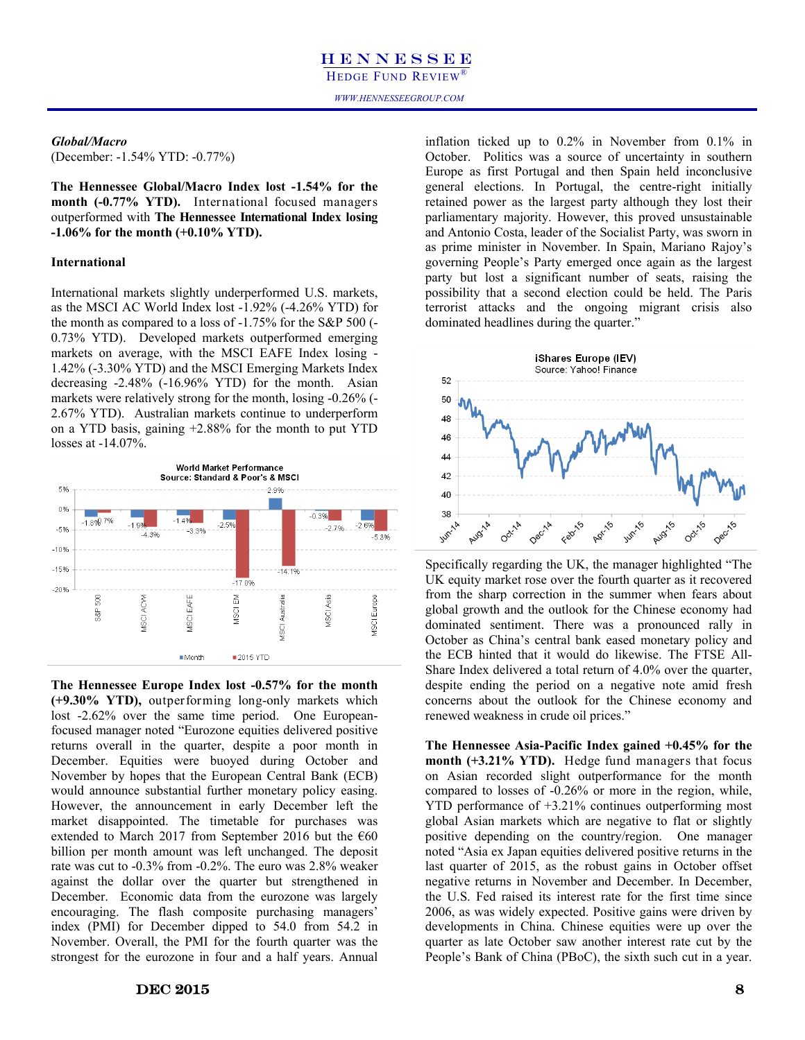***Global/Macro***
(December: -1.54% YTD: -0.77%)

**The Hennessee Global/Macro Index lost -1.54% for the month (-0.77% YTD).** International focused managers outperformed with **The Hennessee International Index losing -1.06% for the month (+0.10% YTD).**

**International**

International markets slightly underperformed U.S. markets, as the MSCI AC World Index lost -1.92% (-4.26% YTD) for the month as compared to a loss of -1.75% for the S&P 500 (-0.73% YTD). Developed markets outperformed emerging markets on average, with the MSCI EAFE Index losing -1.42% (-3.30% YTD) and the MSCI Emerging Markets Index decreasing -2.48% (-16.96% YTD) for the month. Asian markets were relatively strong for the month, losing -0.26% (-2.67% YTD). Australian markets continue to underperform on a YTD basis, gaining +2.88% for the month to put YTD losses at -14.07%.

World Market Performance
Source: Standard & Poor's & MSCI

| | S&P 500 | MSCI ACWI | MSCI EAFE | MSCI EM | MSCI Australia | MSCI Asia | MSCI Europe |
|---|---|---|---|---|---|---|---|
| Month | -1.8% | -1.9% | -1.4% | -2.5% | 2.9% | -0.3% | -2.6% |
| 2015 YTD | -0.7% | -4.3% | -3.3% | -17.0% | -14.1% | -2.7% | -5.3% |

**The Hennessee Europe Index lost -0.57% for the month (+9.30% YTD),** outperforming long-only markets which lost -2.62% over the same time period. One European-focused manager noted "Eurozone equities delivered positive returns overall in the quarter, despite a poor month in December. Equities were buoyed during October and November by hopes that the European Central Bank (ECB) would announce substantial further monetary policy easing. However, the announcement in early December left the market disappointed. The timetable for purchases was extended to March 2017 from September 2016 but the €60 billion per month amount was left unchanged. The deposit rate was cut to -0.3% from -0.2%. The euro was 2.8% weaker against the dollar over the quarter but strengthened in December. Economic data from the eurozone was largely encouraging. The flash composite purchasing managers' index (PMI) for December dipped to 54.0 from 54.2 in November. Overall, the PMI for the fourth quarter was the strongest for the eurozone in four and a half years. Annual inflation ticked up to 0.2% in November from 0.1% in October. Politics was a source of uncertainty in southern Europe as first Portugal and then Spain held inconclusive general elections. In Portugal, the centre-right initially retained power as the largest party although they lost their parliamentary majority. However, this proved unsustainable and Antonio Costa, leader of the Socialist Party, was sworn in as prime minister in November. In Spain, Mariano Rajoy's governing People's Party emerged once again as the largest party but lost a significant number of seats, raising the possibility that a second election could be held. The Paris terrorist attacks and the ongoing migrant crisis also dominated headlines during the quarter."

iShares Europe (IEV)
Source: Yahoo! Finance

Specifically regarding the UK, the manager highlighted "The UK equity market rose over the fourth quarter as it recovered from the sharp correction in the summer when fears about global growth and the outlook for the Chinese economy had dominated sentiment. There was a pronounced rally in October as China's central bank eased monetary policy and the ECB hinted that it would do likewise. The FTSE All-Share Index delivered a total return of 4.0% over the quarter, despite ending the period on a negative note amid fresh concerns about the outlook for the Chinese economy and renewed weakness in crude oil prices."

**The Hennessee Asia-Pacific Index gained +0.45% for the month (+3.21% YTD).** Hedge fund managers that focus on Asian recorded slight outperformance for the month compared to losses of -0.26% or more in the region, while, YTD performance of +3.21% continues outperforming most global Asian markets which are negative to flat or slightly positive depending on the country/region. One manager noted "Asia ex Japan equities delivered positive returns in the last quarter of 2015, as the robust gains in October offset negative returns in November and December. In December, the U.S. Fed raised its interest rate for the first time since 2006, as was widely expected. Positive gains were driven by developments in China. Chinese equities were up over the quarter as late October saw another interest rate cut by the People's Bank of China (PBoC), the sixth such cut in a year.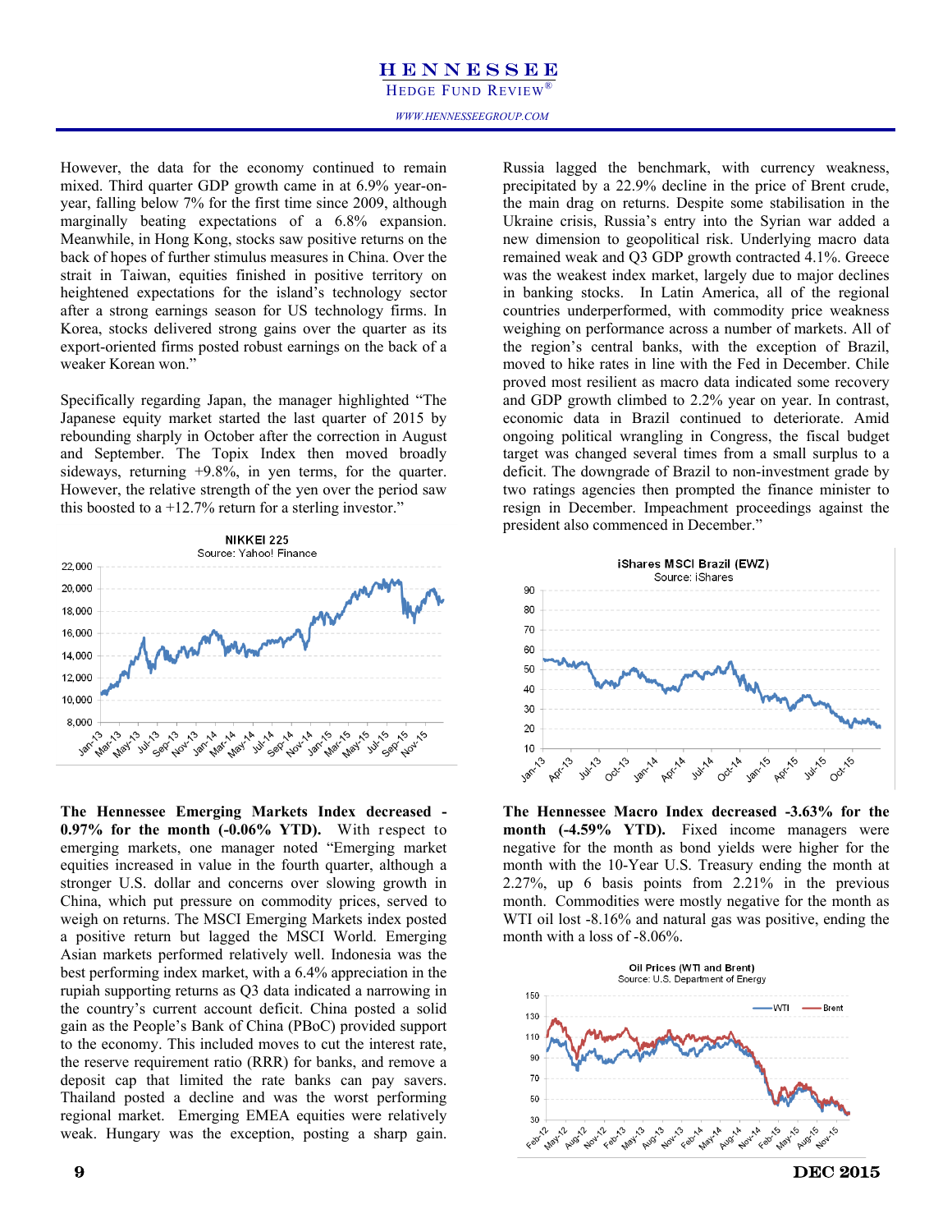However, the data for the economy continued to remain mixed. Third quarter GDP growth came in at 6.9% year-on-year, falling below 7% for the first time since 2009, although marginally beating expectations of a 6.8% expansion. Meanwhile, in Hong Kong, stocks saw positive returns on the back of hopes of further stimulus measures in China. Over the strait in Taiwan, equities finished in positive territory on heightened expectations for the island's technology sector after a strong earnings season for US technology firms. In Korea, stocks delivered strong gains over the quarter as its export-oriented firms posted robust earnings on the back of a weaker Korean won."

Specifically regarding Japan, the manager highlighted "The Japanese equity market started the last quarter of 2015 by rebounding sharply in October after the correction in August and September. The Topix Index then moved broadly sideways, returning +9.8%, in yen terms, for the quarter. However, the relative strength of the yen over the period saw this boosted to a +12.7% return for a sterling investor."

NIKKEI 225
Source: Yahoo! Finance

**The Hennessee Emerging Markets Index decreased -0.97% for the month (-0.06% YTD).** With respect to emerging markets, one manager noted "Emerging market equities increased in value in the fourth quarter, although a stronger U.S. dollar and concerns over slowing growth in China, which put pressure on commodity prices, served to weigh on returns. The MSCI Emerging Markets index posted a positive return but lagged the MSCI World. Emerging Asian markets performed relatively well. Indonesia was the best performing index market, with a 6.4% appreciation in the rupiah supporting returns as Q3 data indicated a narrowing in the country's current account deficit. China posted a solid gain as the People's Bank of China (PBoC) provided support to the economy. This included moves to cut the interest rate, the reserve requirement ratio (RRR) for banks, and remove a deposit cap that limited the rate banks can pay savers. Thailand posted a decline and was the worst performing regional market. Emerging EMEA equities were relatively weak. Hungary was the exception, posting a sharp gain. Russia lagged the benchmark, with currency weakness, precipitated by a 22.9% decline in the price of Brent crude, the main drag on returns. Despite some stabilisation in the Ukraine crisis, Russia's entry into the Syrian war added a new dimension to geopolitical risk. Underlying macro data remained weak and Q3 GDP growth contracted 4.1%. Greece was the weakest index market, largely due to major declines in banking stocks. In Latin America, all of the regional countries underperformed, with commodity price weakness weighing on performance across a number of markets. All of the region's central banks, with the exception of Brazil, moved to hike rates in line with the Fed in December. Chile proved most resilient as macro data indicated some recovery and GDP growth climbed to 2.2% year on year. In contrast, economic data in Brazil continued to deteriorate. Amid ongoing political wrangling in Congress, the fiscal budget target was changed several times from a small surplus to a deficit. The downgrade of Brazil to non-investment grade by two ratings agencies then prompted the finance minister to resign in December. Impeachment proceedings against the president also commenced in December."

iShares MSCI Brazil (EWZ)
Source: iShares

**The Hennessee Macro Index decreased -3.63% for the month (-4.59% YTD).** Fixed income managers were negative for the month as bond yields were higher for the month with the 10-Year U.S. Treasury ending the month at 2.27%, up 6 basis points from 2.21% in the previous month. Commodities were mostly negative for the month as WTI oil lost -8.16% and natural gas was positive, ending the month with a loss of -8.06%.

Oil Prices (WTI and Brent)
Source: U.S. Department of Energy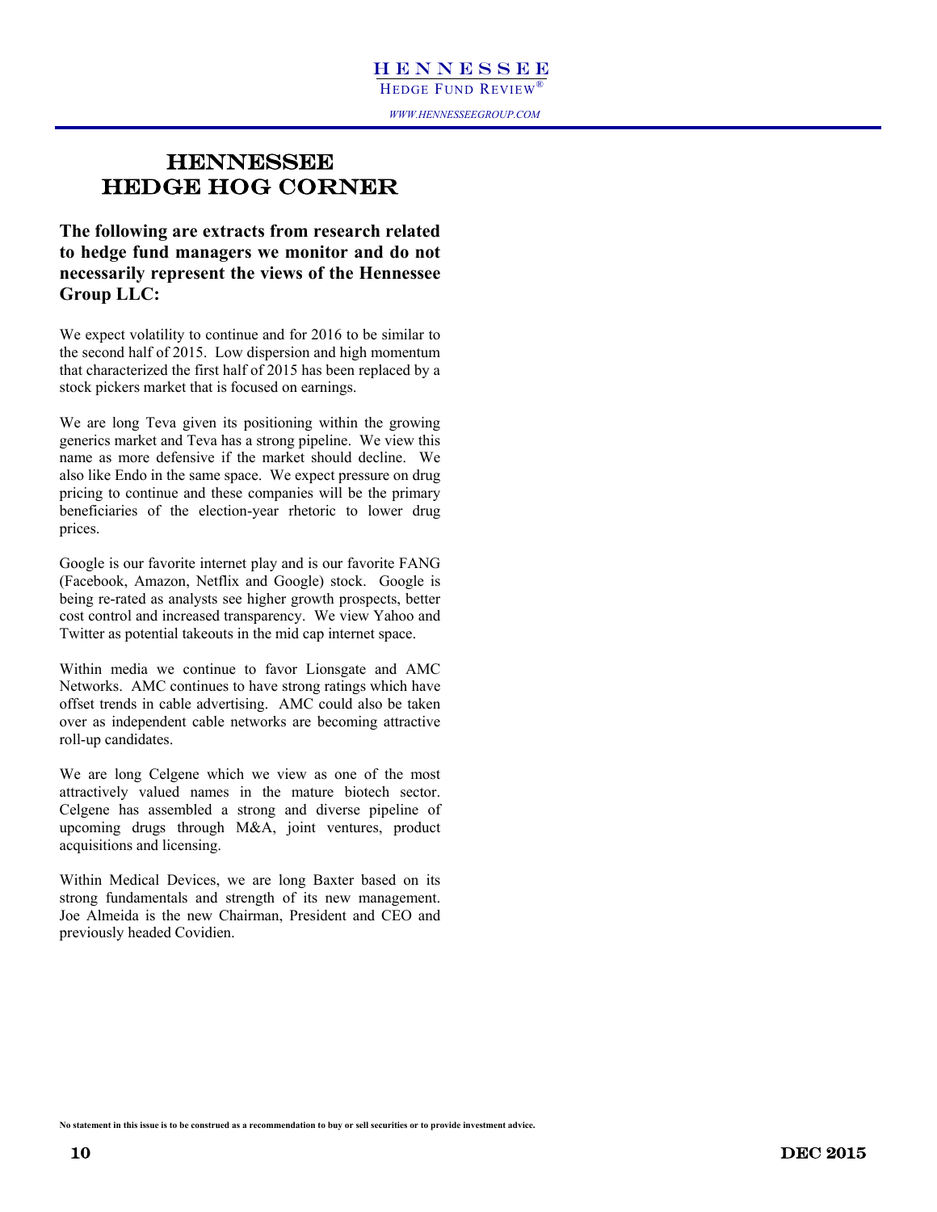# HENNESSEE HEDGE HOG CORNER

**The following are extracts from research related to hedge fund managers we monitor and do not necessarily represent the views of the Hennessee Group LLC:**

We expect volatility to continue and for 2016 to be similar to the second half of 2015. Low dispersion and high momentum that characterized the first half of 2015 has been replaced by a stock pickers market that is focused on earnings.

We are long Teva given its positioning within the growing generics market and Teva has a strong pipeline. We view this name as more defensive if the market should decline. We also like Endo in the same space. We expect pressure on drug pricing to continue and these companies will be the primary beneficiaries of the election-year rhetoric to lower drug prices.

Google is our favorite internet play and is our favorite FANG (Facebook, Amazon, Netflix and Google) stock. Google is being re-rated as analysts see higher growth prospects, better cost control and increased transparency. We view Yahoo and Twitter as potential takeouts in the mid cap internet space.

Within media we continue to favor Lionsgate and AMC Networks. AMC continues to have strong ratings which have offset trends in cable advertising. AMC could also be taken over as independent cable networks are becoming attractive roll-up candidates.

We are long Celgene which we view as one of the most attractively valued names in the mature biotech sector. Celgene has assembled a strong and diverse pipeline of upcoming drugs through M&A, joint ventures, product acquisitions and licensing.

Within Medical Devices, we are long Baxter based on its strong fundamentals and strength of its new management. Joe Almeida is the new Chairman, President and CEO and previously headed Covidien.

**No statement in this issue is to be construed as a recommendation to buy or sell securities or to provide investment advice.**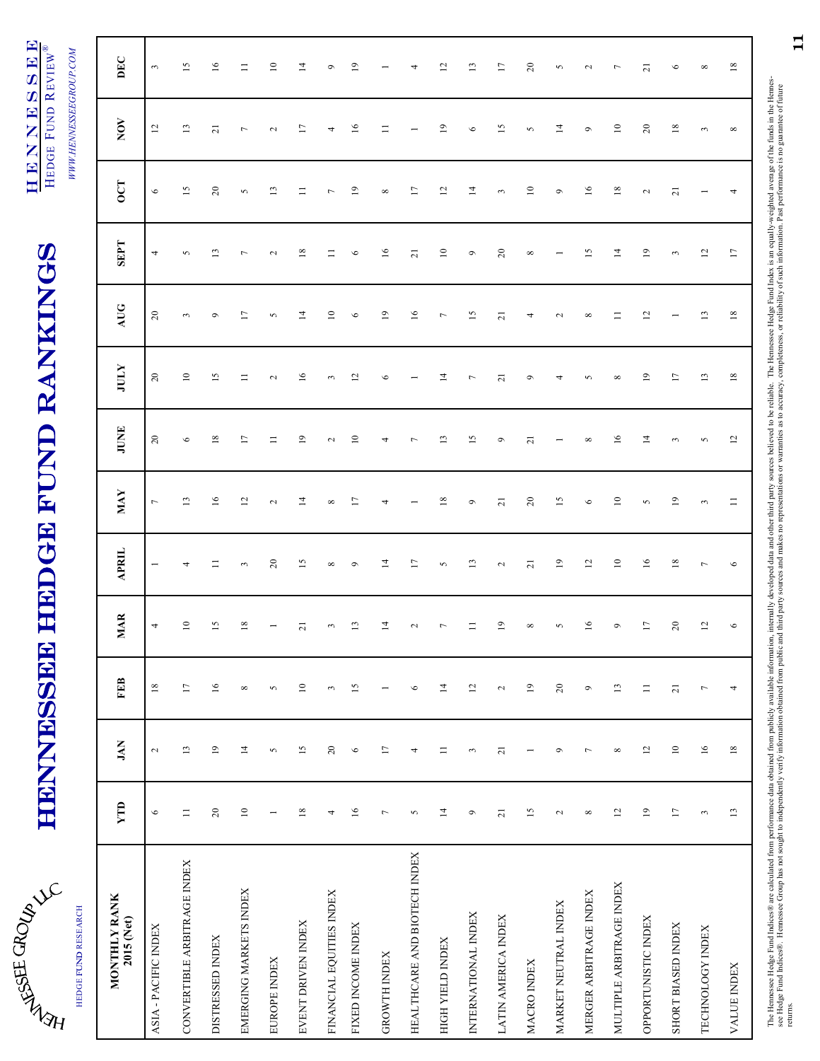# HENNESSEE HEDGE FUND RANKINGS

HENNESSEE GROUP LLC
HEDGE FUND RESEARCH

HENNESSEE HEDGE FUND REVIEW®
WWW.HENNESSEEGROUP.COM

| MONTHLY RANK 2015 (Net) | YTD | JAN | FEB | MAR | APRIL | MAY | JUNE | JULY | AUG | SEPT | OCT | NOV | DEC |
|---|---|---|---|---|---|---|---|---|---|---|---|---|---|
| ASIA - PACIFIC INDEX | 6 | 2 | 18 | 4 | 1 | 7 | 20 | 20 | 20 | 4 | 6 | 12 | 3 |
| CONVERTIBLE ARBITRAGE INDEX | 11 | 13 | 17 | 10 | 4 | 13 | 6 | 10 | 3 | 5 | 15 | 13 | 15 |
| DISTRESSED INDEX | 20 | 19 | 16 | 15 | 11 | 16 | 18 | 15 | 9 | 13 | 20 | 21 | 16 |
| EMERGING MARKETS INDEX | 10 | 14 | 8 | 18 | 3 | 12 | 17 | 11 | 17 | 7 | 5 | 7 | 11 |
| EUROPE INDEX | 1 | 5 | 5 | 1 | 20 | 2 | 11 | 2 | 5 | 2 | 13 | 2 | 10 |
| EVENT DRIVEN INDEX | 18 | 15 | 10 | 21 | 15 | 14 | 19 | 16 | 14 | 18 | 11 | 17 | 14 |
| FINANCIAL EQUITIES INDEX | 4 | 20 | 3 | 3 | 8 | 8 | 2 | 3 | 10 | 11 | 7 | 4 | 9 |
| FIXED INCOME INDEX | 16 | 6 | 15 | 13 | 9 | 17 | 10 | 12 | 6 | 6 | 19 | 16 | 19 |
| GROWTH INDEX | 7 | 17 | 1 | 14 | 14 | 4 | 4 | 6 | 19 | 16 | 8 | 11 | 1 |
| HEALTHCARE AND BIOTECH INDEX | 5 | 4 | 6 | 2 | 17 | 1 | 7 | 1 | 16 | 21 | 17 | 1 | 4 |
| HIGH YIELD INDEX | 14 | 11 | 14 | 7 | 5 | 18 | 13 | 14 | 7 | 10 | 12 | 19 | 12 |
| INTERNATIONAL INDEX | 9 | 3 | 12 | 11 | 13 | 9 | 15 | 7 | 15 | 9 | 14 | 6 | 13 |
| LATIN AMERICA INDEX | 21 | 21 | 2 | 19 | 2 | 21 | 9 | 21 | 21 | 20 | 3 | 15 | 17 |
| MACRO INDEX | 15 | 1 | 19 | 8 | 21 | 20 | 21 | 9 | 4 | 8 | 10 | 5 | 20 |
| MARKET NEUTRAL INDEX | 2 | 9 | 20 | 5 | 19 | 15 | 1 | 4 | 2 | 1 | 9 | 14 | 5 |
| MERGER ARBITRAGE INDEX | 8 | 7 | 9 | 16 | 12 | 6 | 8 | 5 | 8 | 15 | 16 | 9 | 2 |
| MULTIPLE ARBITRAGE INDEX | 12 | 8 | 13 | 9 | 10 | 10 | 16 | 8 | 11 | 14 | 18 | 10 | 7 |
| OPPORTUNISTIC INDEX | 19 | 12 | 11 | 17 | 16 | 5 | 14 | 19 | 12 | 19 | 2 | 20 | 21 |
| SHORT BIASED INDEX | 17 | 10 | 21 | 20 | 18 | 19 | 3 | 17 | 1 | 3 | 21 | 18 | 6 |
| TECHNOLOGY INDEX | 3 | 16 | 7 | 12 | 7 | 3 | 5 | 13 | 13 | 12 | 1 | 3 | 8 |
| VALUE INDEX | 13 | 18 | 4 | 6 | 6 | 11 | 12 | 18 | 18 | 17 | 4 | 8 | 18 |

The Hennessee Hedge Fund Indices® are calculated from performance data obtained from publicly available information, internally developed data and other third party sources believed to be reliable. The Hennessee Hedge Fund Index is an equally-weighted average of the funds in the Hennessee Hedge Fund Indices®. Hennessee Group has not sought to independently verify information obtained from public and third party sources and makes no representations or warranties as to accuracy, completeness, or reliability of such information. Past performance is no guarantee of future returns.